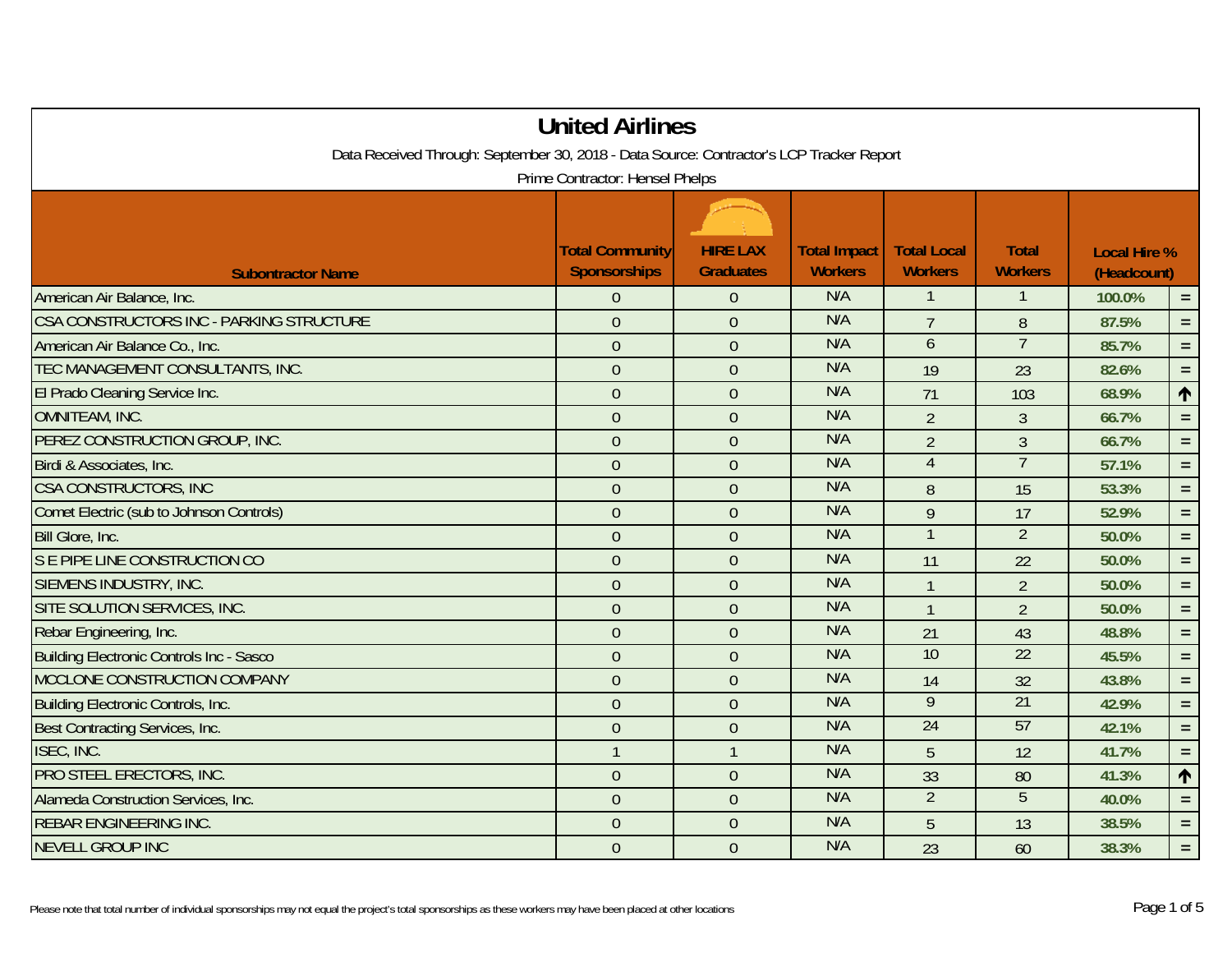# United Airlines

Data Received Through: September 30, 2018 - Data Source: Contractor's LCP Tracker Report

Prime Contractor: Hensel Phelps

| Subontractor Name | Total Community Sponsorships | HIRE LAX Graduates | Total Impact Workers | Total Local Workers | Total Workers | Local Hire % (Headcount) | |
|---|---|---|---|---|---|---|---|
| American Air Balance, Inc. | 0 | 0 | N/A | 1 | 1 | 100.0% | = |
| CSA CONSTRUCTORS INC - PARKING STRUCTURE | 0 | 0 | N/A | 7 | 8 | 87.5% | = |
| American Air Balance Co., Inc. | 0 | 0 | N/A | 6 | 7 | 85.7% | = |
| TEC MANAGEMENT CONSULTANTS, INC. | 0 | 0 | N/A | 19 | 23 | 82.6% | = |
| El Prado Cleaning Service Inc. | 0 | 0 | N/A | 71 | 103 | 68.9% | ↑ |
| OMNITEAM, INC. | 0 | 0 | N/A | 2 | 3 | 66.7% | = |
| PEREZ CONSTRUCTION GROUP, INC. | 0 | 0 | N/A | 2 | 3 | 66.7% | = |
| Birdi & Associates, Inc. | 0 | 0 | N/A | 4 | 7 | 57.1% | = |
| CSA CONSTRUCTORS, INC | 0 | 0 | N/A | 8 | 15 | 53.3% | = |
| Comet Electric (sub to Johnson Controls) | 0 | 0 | N/A | 9 | 17 | 52.9% | = |
| Bill Glore, Inc. | 0 | 0 | N/A | 1 | 2 | 50.0% | = |
| S E PIPE LINE CONSTRUCTION CO | 0 | 0 | N/A | 11 | 22 | 50.0% | = |
| SIEMENS INDUSTRY, INC. | 0 | 0 | N/A | 1 | 2 | 50.0% | = |
| SITE SOLUTION SERVICES, INC. | 0 | 0 | N/A | 1 | 2 | 50.0% | = |
| Rebar Engineering, Inc. | 0 | 0 | N/A | 21 | 43 | 48.8% | = |
| Building Electronic Controls Inc - Sasco | 0 | 0 | N/A | 10 | 22 | 45.5% | = |
| MCCLONE CONSTRUCTION COMPANY | 0 | 0 | N/A | 14 | 32 | 43.8% | = |
| Building Electronic Controls, Inc. | 0 | 0 | N/A | 9 | 21 | 42.9% | = |
| Best Contracting Services, Inc. | 0 | 0 | N/A | 24 | 57 | 42.1% | = |
| ISEC, INC. | 1 | 1 | N/A | 5 | 12 | 41.7% | = |
| PRO STEEL ERECTORS, INC. | 0 | 0 | N/A | 33 | 80 | 41.3% | ↑ |
| Alameda Construction Services, Inc. | 0 | 0 | N/A | 2 | 5 | 40.0% | = |
| REBAR ENGINEERING INC. | 0 | 0 | N/A | 5 | 13 | 38.5% | = |
| NEVELL GROUP INC | 0 | 0 | N/A | 23 | 60 | 38.3% | = |

Please note that total number of individual sponsorships may not equal the project's total sponsorships as these workers may have been placed at other locations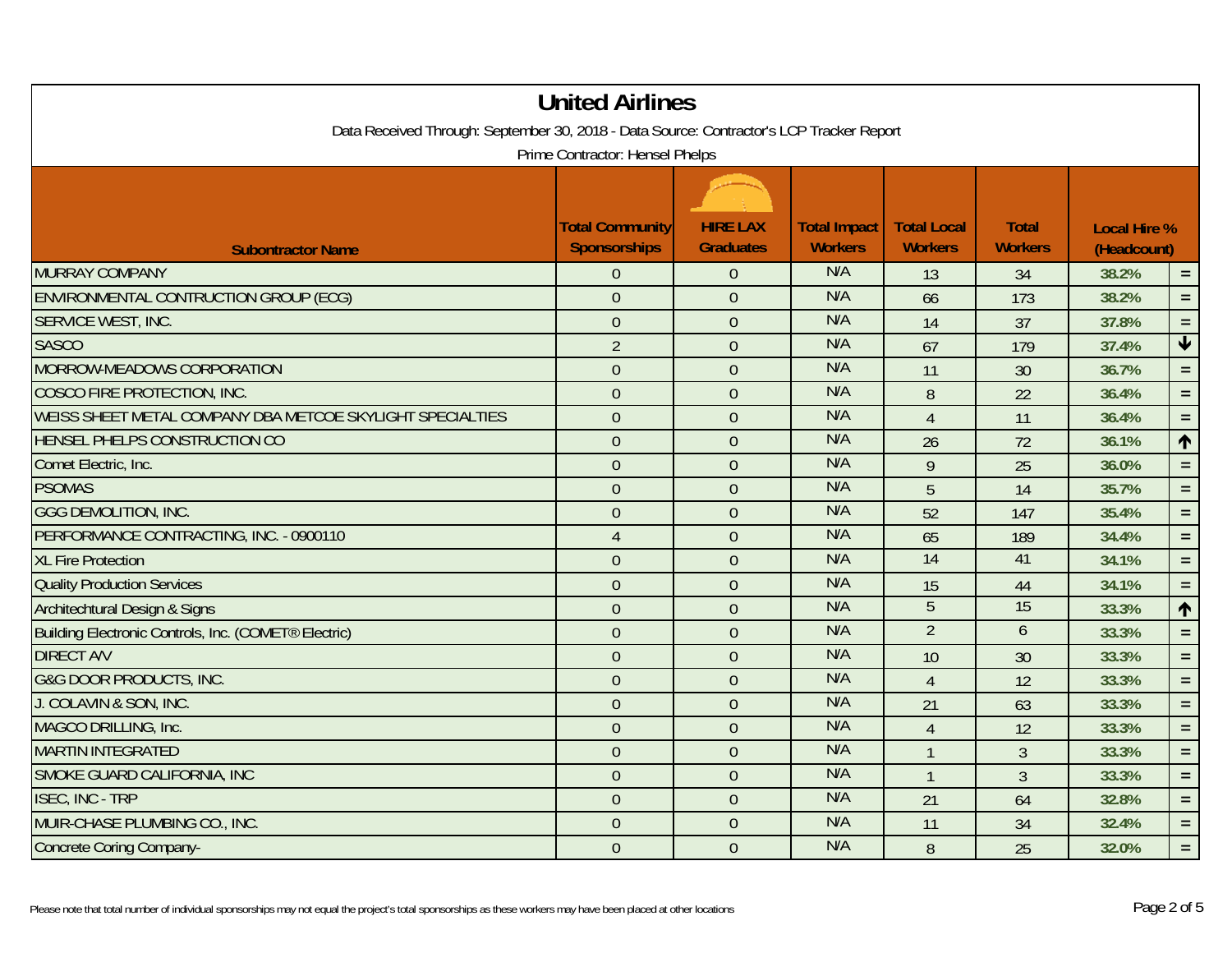# United Airlines

Data Received Through: September 30, 2018 - Data Source: Contractor's LCP Tracker Report

Prime Contractor: Hensel Phelps

| Subontractor Name | Total Community Sponsorships | HIRE LAX Graduates | Total Impact Workers | Total Local Workers | Total Workers | Local Hire % (Headcount) | |
|---|---|---|---|---|---|---|---|
| MURRAY COMPANY | 0 | 0 | N/A | 13 | 34 | 38.2% | = |
| ENVIRONMENTAL CONTRUCTION GROUP (ECG) | 0 | 0 | N/A | 66 | 173 | 38.2% | = |
| SERVICE WEST, INC. | 0 | 0 | N/A | 14 | 37 | 37.8% | = |
| SASCO | 2 | 0 | N/A | 67 | 179 | 37.4% | ↓ |
| MORROW-MEADOWS CORPORATION | 0 | 0 | N/A | 11 | 30 | 36.7% | = |
| COSCO FIRE PROTECTION, INC. | 0 | 0 | N/A | 8 | 22 | 36.4% | = |
| WEISS SHEET METAL COMPANY DBA METCOE SKYLIGHT SPECIALTIES | 0 | 0 | N/A | 4 | 11 | 36.4% | = |
| HENSEL PHELPS CONSTRUCTION CO | 0 | 0 | N/A | 26 | 72 | 36.1% | ↑ |
| Comet Electric, Inc. | 0 | 0 | N/A | 9 | 25 | 36.0% | = |
| PSOMAS | 0 | 0 | N/A | 5 | 14 | 35.7% | = |
| GGG DEMOLITION, INC. | 0 | 0 | N/A | 52 | 147 | 35.4% | = |
| PERFORMANCE CONTRACTING, INC. - 0900110 | 4 | 0 | N/A | 65 | 189 | 34.4% | = |
| XL Fire Protection | 0 | 0 | N/A | 14 | 41 | 34.1% | = |
| Quality Production Services | 0 | 0 | N/A | 15 | 44 | 34.1% | = |
| Architechtural Design & Signs | 0 | 0 | N/A | 5 | 15 | 33.3% | ↑ |
| Building Electronic Controls, Inc. (COMET® Electric) | 0 | 0 | N/A | 2 | 6 | 33.3% | = |
| DIRECT A/V | 0 | 0 | N/A | 10 | 30 | 33.3% | = |
| G&G DOOR PRODUCTS, INC. | 0 | 0 | N/A | 4 | 12 | 33.3% | = |
| J. COLAVIN & SON, INC. | 0 | 0 | N/A | 21 | 63 | 33.3% | = |
| MAGCO DRILLING, Inc. | 0 | 0 | N/A | 4 | 12 | 33.3% | = |
| MARTIN INTEGRATED | 0 | 0 | N/A | 1 | 3 | 33.3% | = |
| SMOKE GUARD CALIFORNIA, INC | 0 | 0 | N/A | 1 | 3 | 33.3% | = |
| ISEC, INC - TRP | 0 | 0 | N/A | 21 | 64 | 32.8% | = |
| MUIR-CHASE PLUMBING CO., INC. | 0 | 0 | N/A | 11 | 34 | 32.4% | = |
| Concrete Coring Company- | 0 | 0 | N/A | 8 | 25 | 32.0% | = |

Please note that total number of individual sponsorships may not equal the project's total sponsorships as these workers may have been placed at other locations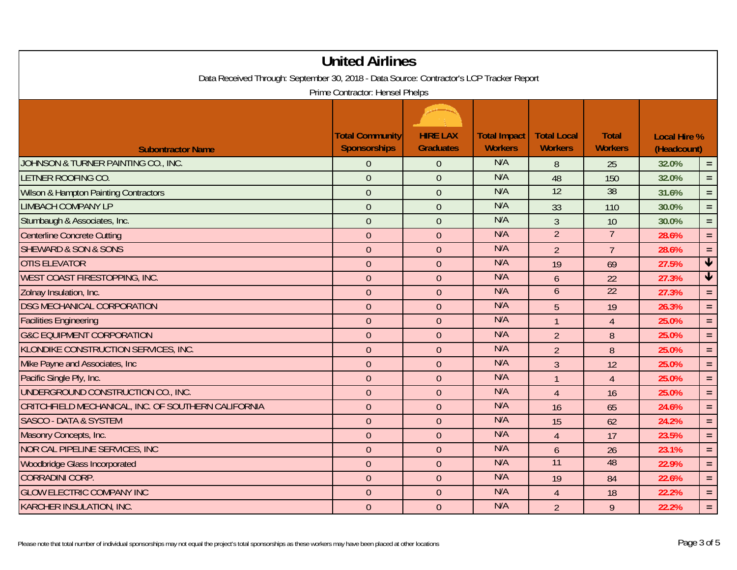# United Airlines

Data Received Through: September 30, 2018 - Data Source: Contractor's LCP Tracker Report

Prime Contractor: Hensel Phelps

| Subontractor Name | Total Community Sponsorships | HIRE LAX Graduates | Total Impact Workers | Total Local Workers | Total Workers | Local Hire % (Headcount) | |
|---|---|---|---|---|---|---|---|
| JOHNSON & TURNER PAINTING CO., INC. | 0 | 0 | N/A | 8 | 25 | 32.0% | = |
| LETNER ROOFING CO. | 0 | 0 | N/A | 48 | 150 | 32.0% | = |
| Wilson & Hampton Painting Contractors | 0 | 0 | N/A | 12 | 38 | 31.6% | = |
| LIMBACH COMPANY LP | 0 | 0 | N/A | 33 | 110 | 30.0% | = |
| Stumbaugh & Associates, Inc. | 0 | 0 | N/A | 3 | 10 | 30.0% | = |
| Centerline Concrete Cutting | 0 | 0 | N/A | 2 | 7 | 28.6% | = |
| SHEWARD & SON & SONS | 0 | 0 | N/A | 2 | 7 | 28.6% | = |
| OTIS ELEVATOR | 0 | 0 | N/A | 19 | 69 | 27.5% | ↓ |
| WEST COAST FIRESTOPPING, INC. | 0 | 0 | N/A | 6 | 22 | 27.3% | ↓ |
| Zolnay Insulation, Inc. | 0 | 0 | N/A | 6 | 22 | 27.3% | = |
| DSG MECHANICAL CORPORATION | 0 | 0 | N/A | 5 | 19 | 26.3% | = |
| Facilities Engineering | 0 | 0 | N/A | 1 | 4 | 25.0% | = |
| G&C EQUIPMENT CORPORATION | 0 | 0 | N/A | 2 | 8 | 25.0% | = |
| KLONDIKE CONSTRUCTION SERVICES, INC. | 0 | 0 | N/A | 2 | 8 | 25.0% | = |
| Mike Payne and Associates, Inc | 0 | 0 | N/A | 3 | 12 | 25.0% | = |
| Pacific Single Ply, Inc. | 0 | 0 | N/A | 1 | 4 | 25.0% | = |
| UNDERGROUND CONSTRUCTION CO., INC. | 0 | 0 | N/A | 4 | 16 | 25.0% | = |
| CRITCHFIELD MECHANICAL, INC. OF SOUTHERN CALIFORNIA | 0 | 0 | N/A | 16 | 65 | 24.6% | = |
| SASCO - DATA & SYSTEM | 0 | 0 | N/A | 15 | 62 | 24.2% | = |
| Masonry Concepts, Inc. | 0 | 0 | N/A | 4 | 17 | 23.5% | = |
| NOR CAL PIPELINE SERVICES, INC | 0 | 0 | N/A | 6 | 26 | 23.1% | = |
| Woodbridge Glass Incorporated | 0 | 0 | N/A | 11 | 48 | 22.9% | = |
| CORRADINI CORP. | 0 | 0 | N/A | 19 | 84 | 22.6% | = |
| GLOW ELECTRIC COMPANY INC | 0 | 0 | N/A | 4 | 18 | 22.2% | = |
| KARCHER INSULATION, INC. | 0 | 0 | N/A | 2 | 9 | 22.2% | = |

Please note that total number of individual sponsorships may not equal the project's total sponsorships as these workers may have been placed at other locations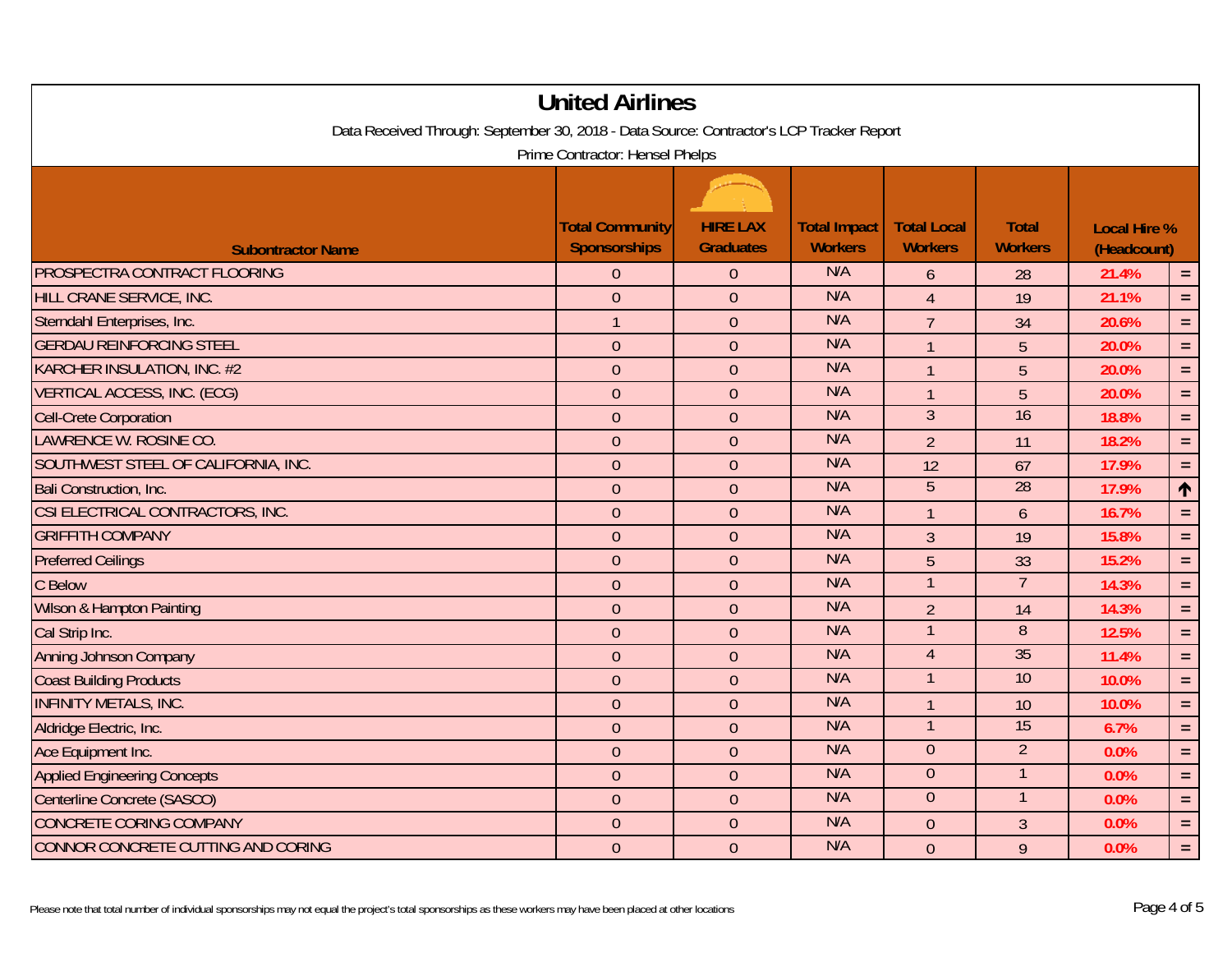# United Airlines

Data Received Through: September 30, 2018 - Data Source: Contractor's LCP Tracker Report

Prime Contractor: Hensel Phelps

| Subontractor Name | Total Community Sponsorships | HIRE LAX Graduates | Total Impact Workers | Total Local Workers | Total Workers | Local Hire % (Headcount) | |
|---|---|---|---|---|---|---|---|
| PROSPECTRA CONTRACT FLOORING | 0 | 0 | N/A | 6 | 28 | 21.4% | = |
| HILL CRANE SERVICE, INC. | 0 | 0 | N/A | 4 | 19 | 21.1% | = |
| Sterndahl Enterprises, Inc. | 1 | 0 | N/A | 7 | 34 | 20.6% | = |
| GERDAU REINFORCING STEEL | 0 | 0 | N/A | 1 | 5 | 20.0% | = |
| KARCHER INSULATION, INC. #2 | 0 | 0 | N/A | 1 | 5 | 20.0% | = |
| VERTICAL ACCESS, INC. (ECG) | 0 | 0 | N/A | 1 | 5 | 20.0% | = |
| Cell-Crete Corporation | 0 | 0 | N/A | 3 | 16 | 18.8% | = |
| LAWRENCE W. ROSINE CO. | 0 | 0 | N/A | 2 | 11 | 18.2% | = |
| SOUTHWEST STEEL OF CALIFORNIA, INC. | 0 | 0 | N/A | 12 | 67 | 17.9% | = |
| Bali Construction, Inc. | 0 | 0 | N/A | 5 | 28 | 17.9% | ↑ |
| CSI ELECTRICAL CONTRACTORS, INC. | 0 | 0 | N/A | 1 | 6 | 16.7% | = |
| GRIFFITH COMPANY | 0 | 0 | N/A | 3 | 19 | 15.8% | = |
| Preferred Ceilings | 0 | 0 | N/A | 5 | 33 | 15.2% | = |
| C Below | 0 | 0 | N/A | 1 | 7 | 14.3% | = |
| Wilson & Hampton Painting | 0 | 0 | N/A | 2 | 14 | 14.3% | = |
| Cal Strip Inc. | 0 | 0 | N/A | 1 | 8 | 12.5% | = |
| Anning Johnson Company | 0 | 0 | N/A | 4 | 35 | 11.4% | = |
| Coast Building Products | 0 | 0 | N/A | 1 | 10 | 10.0% | = |
| INFINITY METALS, INC. | 0 | 0 | N/A | 1 | 10 | 10.0% | = |
| Aldridge Electric, Inc. | 0 | 0 | N/A | 1 | 15 | 6.7% | = |
| Ace Equipment Inc. | 0 | 0 | N/A | 0 | 2 | 0.0% | = |
| Applied Engineering Concepts | 0 | 0 | N/A | 0 | 1 | 0.0% | = |
| Centerline Concrete (SASCO) | 0 | 0 | N/A | 0 | 1 | 0.0% | = |
| CONCRETE CORING COMPANY | 0 | 0 | N/A | 0 | 3 | 0.0% | = |
| CONNOR CONCRETE CUTTING AND CORING | 0 | 0 | N/A | 0 | 9 | 0.0% | = |

Please note that total number of individual sponsorships may not equal the project's total sponsorships as these workers may have been placed at other locations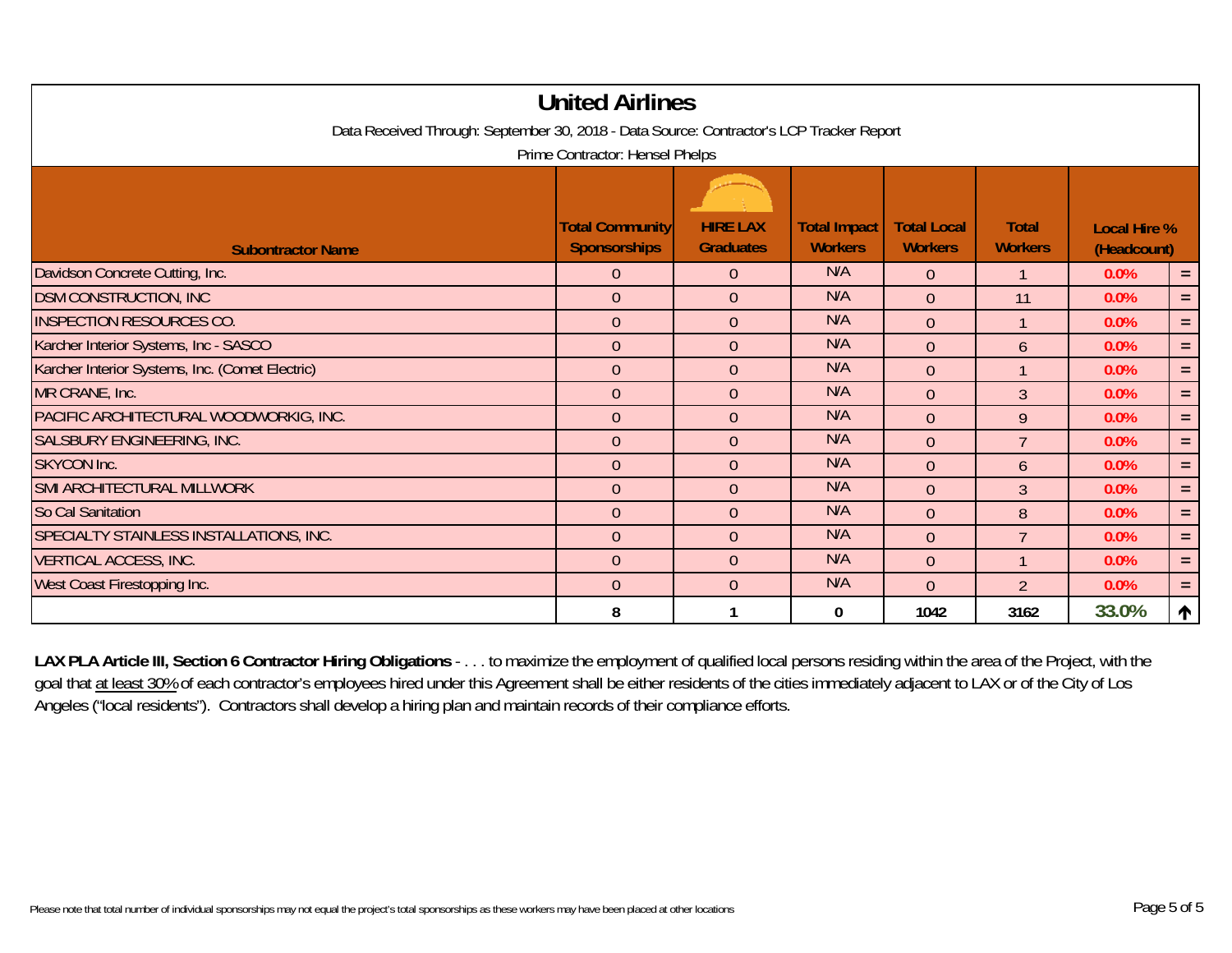# United Airlines

Data Received Through: September 30, 2018 - Data Source: Contractor's LCP Tracker Report

Prime Contractor: Hensel Phelps

| Subontractor Name | Total Community Sponsorships | HIRE LAX Graduates | Total Impact Workers | Total Local Workers | Total Workers | Local Hire % (Headcount) | |
|---|---|---|---|---|---|---|---|
| Davidson Concrete Cutting, Inc. | 0 | 0 | N/A | 0 | 1 | 0.0% | = |
| DSM CONSTRUCTION, INC | 0 | 0 | N/A | 0 | 11 | 0.0% | = |
| INSPECTION RESOURCES CO. | 0 | 0 | N/A | 0 | 1 | 0.0% | = |
| Karcher Interior Systems, Inc - SASCO | 0 | 0 | N/A | 0 | 6 | 0.0% | = |
| Karcher Interior Systems, Inc. (Comet Electric) | 0 | 0 | N/A | 0 | 1 | 0.0% | = |
| MR CRANE, Inc. | 0 | 0 | N/A | 0 | 3 | 0.0% | = |
| PACIFIC ARCHITECTURAL WOODWORKIG, INC. | 0 | 0 | N/A | 0 | 9 | 0.0% | = |
| SALSBURY ENGINEERING, INC. | 0 | 0 | N/A | 0 | 7 | 0.0% | = |
| SKYCON Inc. | 0 | 0 | N/A | 0 | 6 | 0.0% | = |
| SMI ARCHITECTURAL MILLWORK | 0 | 0 | N/A | 0 | 3 | 0.0% | = |
| So Cal Sanitation | 0 | 0 | N/A | 0 | 8 | 0.0% | = |
| SPECIALTY STAINLESS INSTALLATIONS, INC. | 0 | 0 | N/A | 0 | 7 | 0.0% | = |
| VERTICAL ACCESS, INC. | 0 | 0 | N/A | 0 | 1 | 0.0% | = |
| West Coast Firestopping Inc. | 0 | 0 | N/A | 0 | 2 | 0.0% | = |
| | 8 | 1 | 0 | 1042 | 3162 | 33.0% | ↑ |

**LAX PLA Article III, Section 6 Contractor Hiring Obligations** - . . . to maximize the employment of qualified local persons residing within the area of the Project, with the goal that at least 30% of each contractor's employees hired under this Agreement shall be either residents of the cities immediately adjacent to LAX or of the City of Los Angeles ("local residents"). Contractors shall develop a hiring plan and maintain records of their compliance efforts.

Please note that total number of individual sponsorships may not equal the project's total sponsorships as these workers may have been placed at other locations